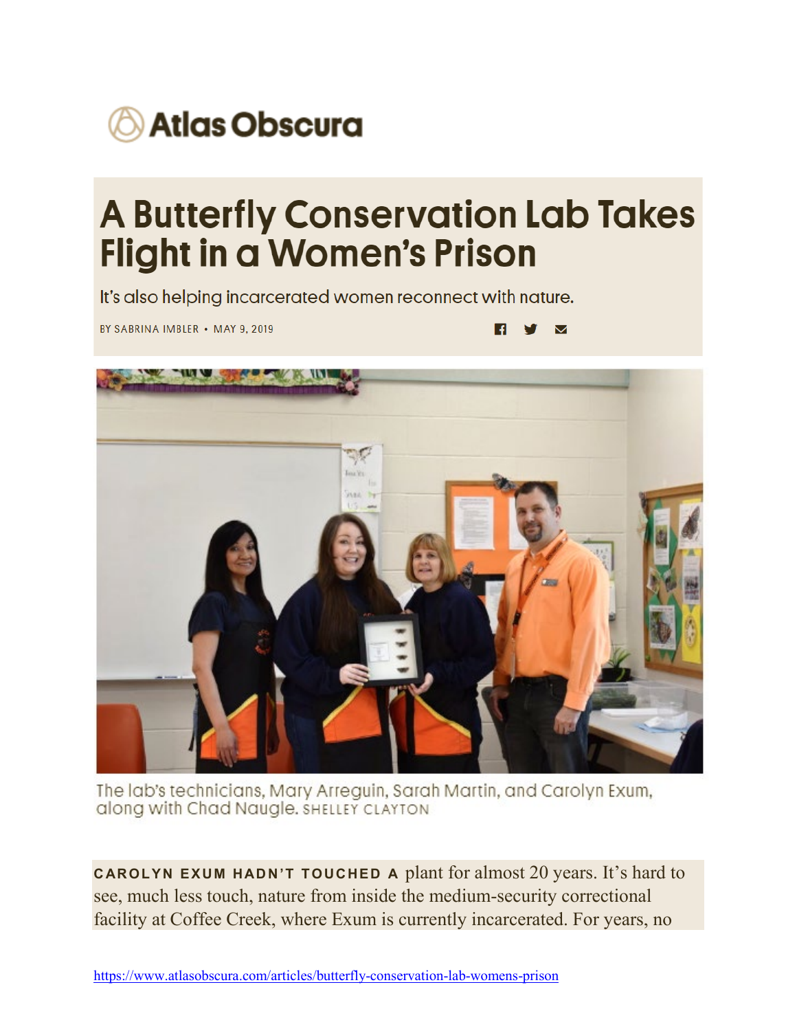Atlas Obscura

# A Butterfly Conservation Lab Takes Flight in a Women's Prison

It's also helping incarcerated women reconnect with nature.

BY SABRINA IMBLER • MAY 9, 2019

The lab's technicians, Mary Arreguin, Sarah Martin, and Carolyn Exum, along with Chad Naugle. SHELLEY CLAYTON

**CAROLYN EXUM HADN'T TOUCHED A** plant for almost 20 years. It's hard to see, much less touch, nature from inside the medium-security correctional facility at Coffee Creek, where Exum is currently incarcerated. For years, no

https://www.atlasobscura.com/articles/butterfly-conservation-lab-womens-prison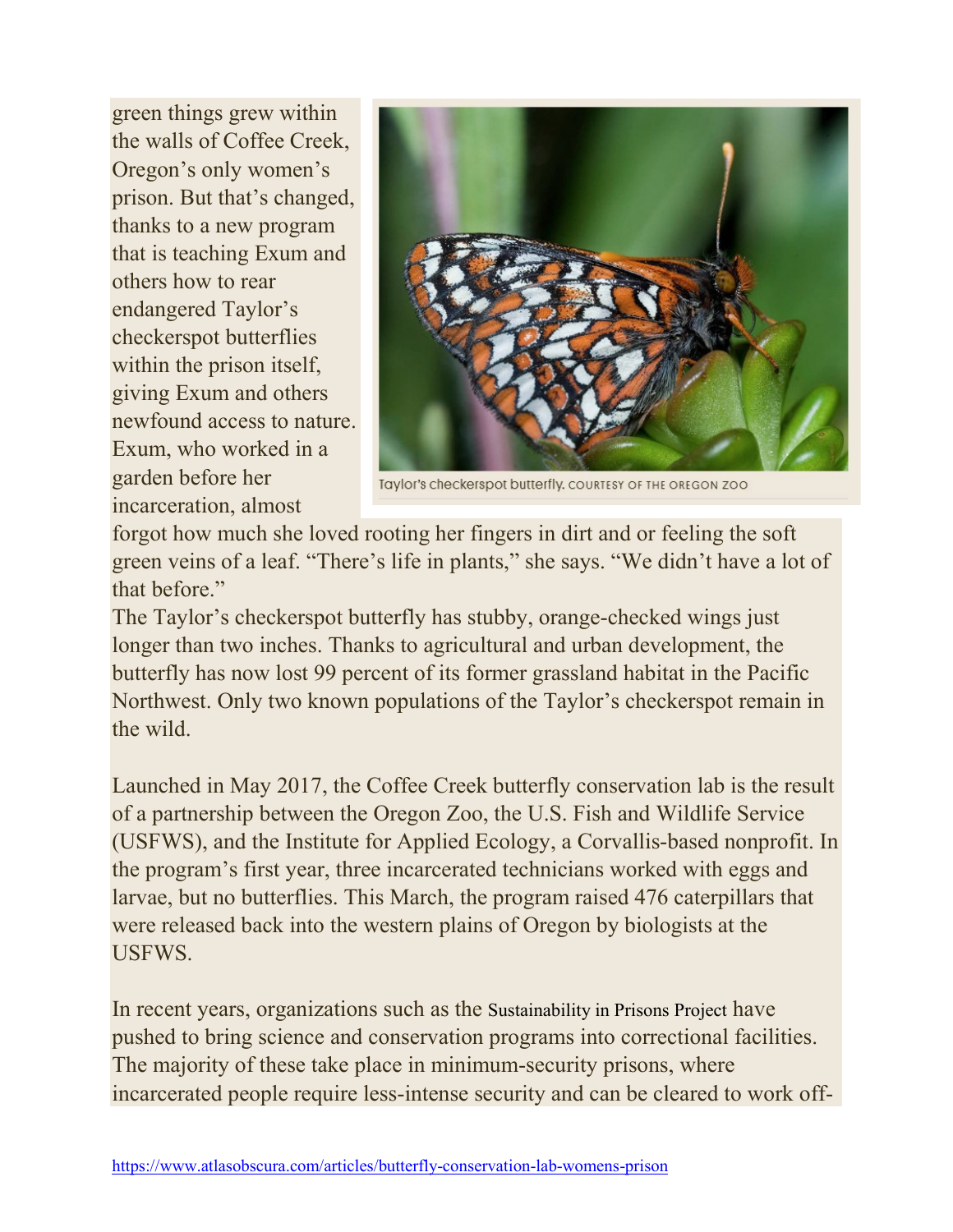green things grew within the walls of Coffee Creek, Oregon's only women's prison. But that's changed, thanks to a new program that is teaching Exum and others how to rear endangered Taylor's checkerspot butterflies within the prison itself, giving Exum and others newfound access to nature. Exum, who worked in a garden before her incarceration, almost forgot how much she loved rooting her fingers in dirt and or feeling the soft green veins of a leaf. "There's life in plants," she says. "We didn't have a lot of that before."

Taylor's checkerspot butterfly. COURTESY OF THE OREGON ZOO

The Taylor's checkerspot butterfly has stubby, orange-checked wings just longer than two inches. Thanks to agricultural and urban development, the butterfly has now lost 99 percent of its former grassland habitat in the Pacific Northwest. Only two known populations of the Taylor's checkerspot remain in the wild.

Launched in May 2017, the Coffee Creek butterfly conservation lab is the result of a partnership between the Oregon Zoo, the U.S. Fish and Wildlife Service (USFWS), and the Institute for Applied Ecology, a Corvallis-based nonprofit. In the program's first year, three incarcerated technicians worked with eggs and larvae, but no butterflies. This March, the program raised 476 caterpillars that were released back into the western plains of Oregon by biologists at the USFWS.

In recent years, organizations such as the Sustainability in Prisons Project have pushed to bring science and conservation programs into correctional facilities. The majority of these take place in minimum-security prisons, where incarcerated people require less-intense security and can be cleared to work off-

https://www.atlasobscura.com/articles/butterfly-conservation-lab-womens-prison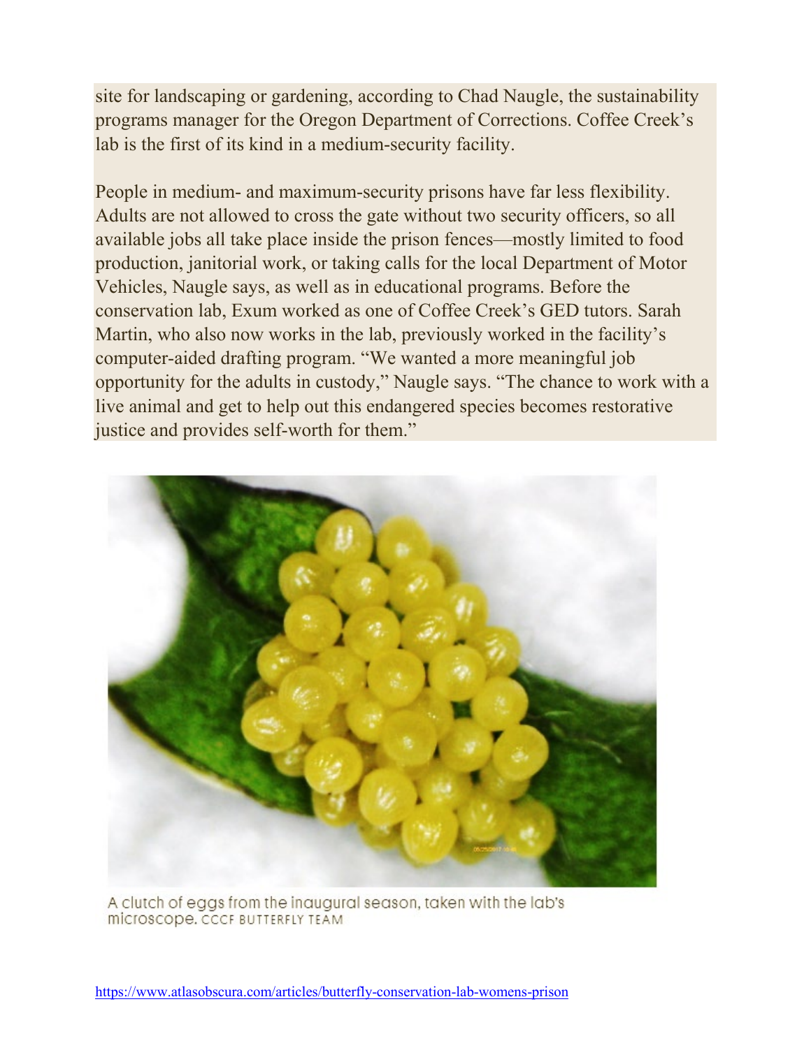site for landscaping or gardening, according to Chad Naugle, the sustainability programs manager for the Oregon Department of Corrections. Coffee Creek's lab is the first of its kind in a medium-security facility.

People in medium- and maximum-security prisons have far less flexibility. Adults are not allowed to cross the gate without two security officers, so all available jobs all take place inside the prison fences—mostly limited to food production, janitorial work, or taking calls for the local Department of Motor Vehicles, Naugle says, as well as in educational programs. Before the conservation lab, Exum worked as one of Coffee Creek's GED tutors. Sarah Martin, who also now works in the lab, previously worked in the facility's computer-aided drafting program. "We wanted a more meaningful job opportunity for the adults in custody," Naugle says. "The chance to work with a live animal and get to help out this endangered species becomes restorative justice and provides self-worth for them."

A clutch of eggs from the inaugural season, taken with the lab's microscope. CCCF BUTTERFLY TEAM

https://www.atlasobscura.com/articles/butterfly-conservation-lab-womens-prison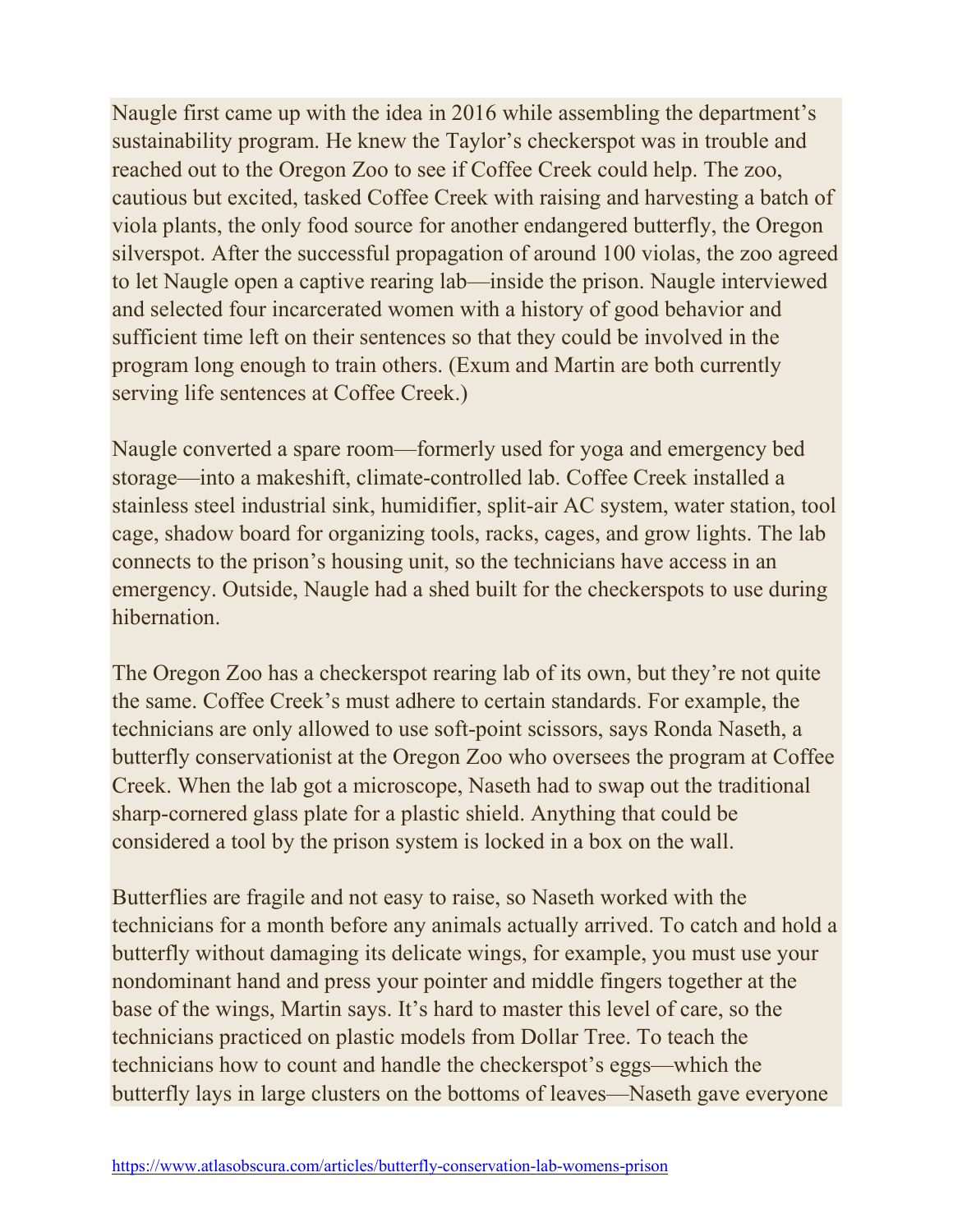Naugle first came up with the idea in 2016 while assembling the department's sustainability program. He knew the Taylor's checkerspot was in trouble and reached out to the Oregon Zoo to see if Coffee Creek could help. The zoo, cautious but excited, tasked Coffee Creek with raising and harvesting a batch of viola plants, the only food source for another endangered butterfly, the Oregon silverspot. After the successful propagation of around 100 violas, the zoo agreed to let Naugle open a captive rearing lab—inside the prison. Naugle interviewed and selected four incarcerated women with a history of good behavior and sufficient time left on their sentences so that they could be involved in the program long enough to train others. (Exum and Martin are both currently serving life sentences at Coffee Creek.)

Naugle converted a spare room—formerly used for yoga and emergency bed storage—into a makeshift, climate-controlled lab. Coffee Creek installed a stainless steel industrial sink, humidifier, split-air AC system, water station, tool cage, shadow board for organizing tools, racks, cages, and grow lights. The lab connects to the prison's housing unit, so the technicians have access in an emergency. Outside, Naugle had a shed built for the checkerspots to use during hibernation.

The Oregon Zoo has a checkerspot rearing lab of its own, but they're not quite the same. Coffee Creek's must adhere to certain standards. For example, the technicians are only allowed to use soft-point scissors, says Ronda Naseth, a butterfly conservationist at the Oregon Zoo who oversees the program at Coffee Creek. When the lab got a microscope, Naseth had to swap out the traditional sharp-cornered glass plate for a plastic shield. Anything that could be considered a tool by the prison system is locked in a box on the wall.

Butterflies are fragile and not easy to raise, so Naseth worked with the technicians for a month before any animals actually arrived. To catch and hold a butterfly without damaging its delicate wings, for example, you must use your nondominant hand and press your pointer and middle fingers together at the base of the wings, Martin says. It's hard to master this level of care, so the technicians practiced on plastic models from Dollar Tree. To teach the technicians how to count and handle the checkerspot's eggs—which the butterfly lays in large clusters on the bottoms of leaves—Naseth gave everyone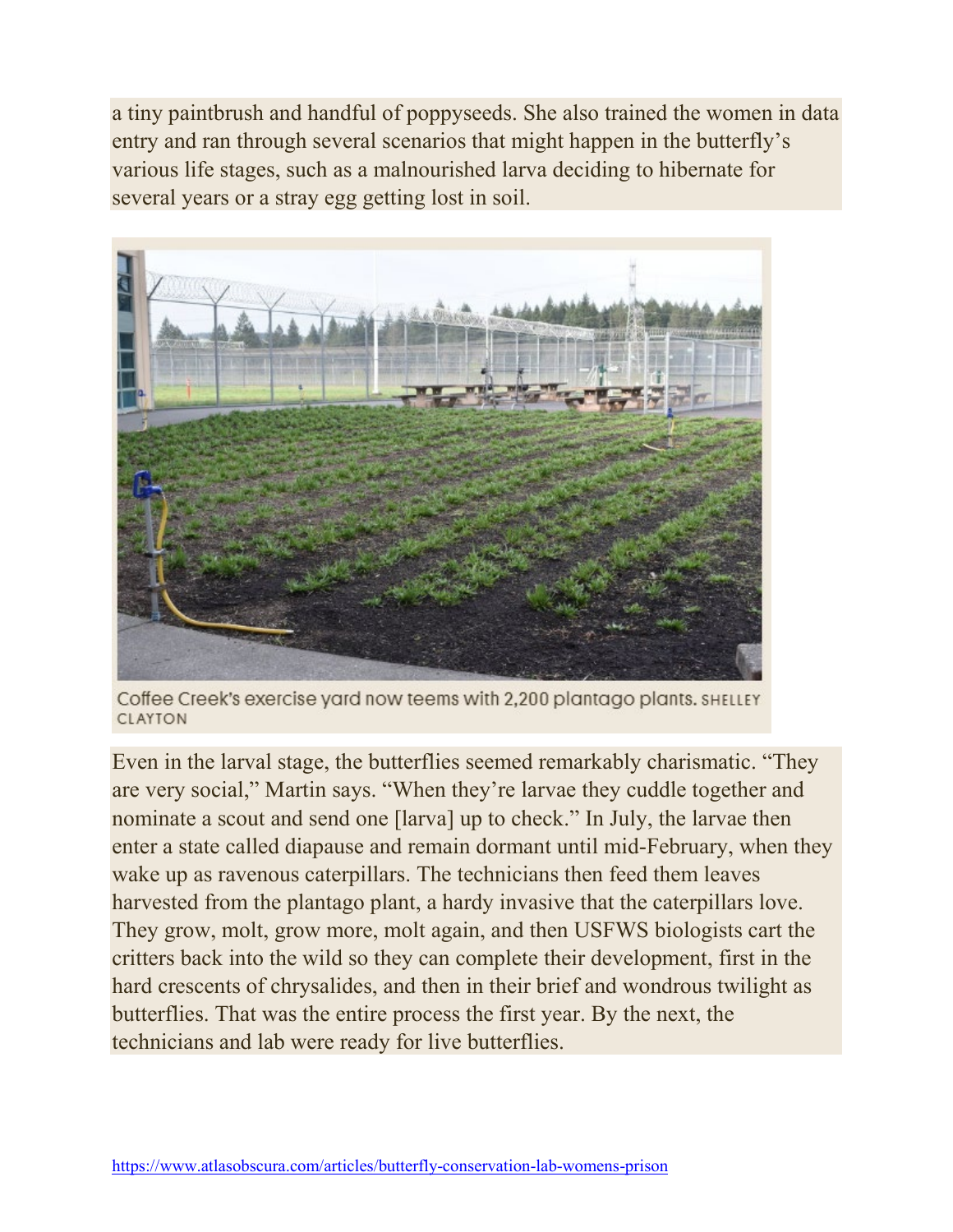a tiny paintbrush and handful of poppyseeds. She also trained the women in data entry and ran through several scenarios that might happen in the butterfly's various life stages, such as a malnourished larva deciding to hibernate for several years or a stray egg getting lost in soil.

Coffee Creek's exercise yard now teems with 2,200 plantago plants. SHELLEY CLAYTON

Even in the larval stage, the butterflies seemed remarkably charismatic. "They are very social," Martin says. "When they're larvae they cuddle together and nominate a scout and send one [larva] up to check." In July, the larvae then enter a state called diapause and remain dormant until mid-February, when they wake up as ravenous caterpillars. The technicians then feed them leaves harvested from the plantago plant, a hardy invasive that the caterpillars love. They grow, molt, grow more, molt again, and then USFWS biologists cart the critters back into the wild so they can complete their development, first in the hard crescents of chrysalides, and then in their brief and wondrous twilight as butterflies. That was the entire process the first year. By the next, the technicians and lab were ready for live butterflies.

https://www.atlasobscura.com/articles/butterfly-conservation-lab-womens-prison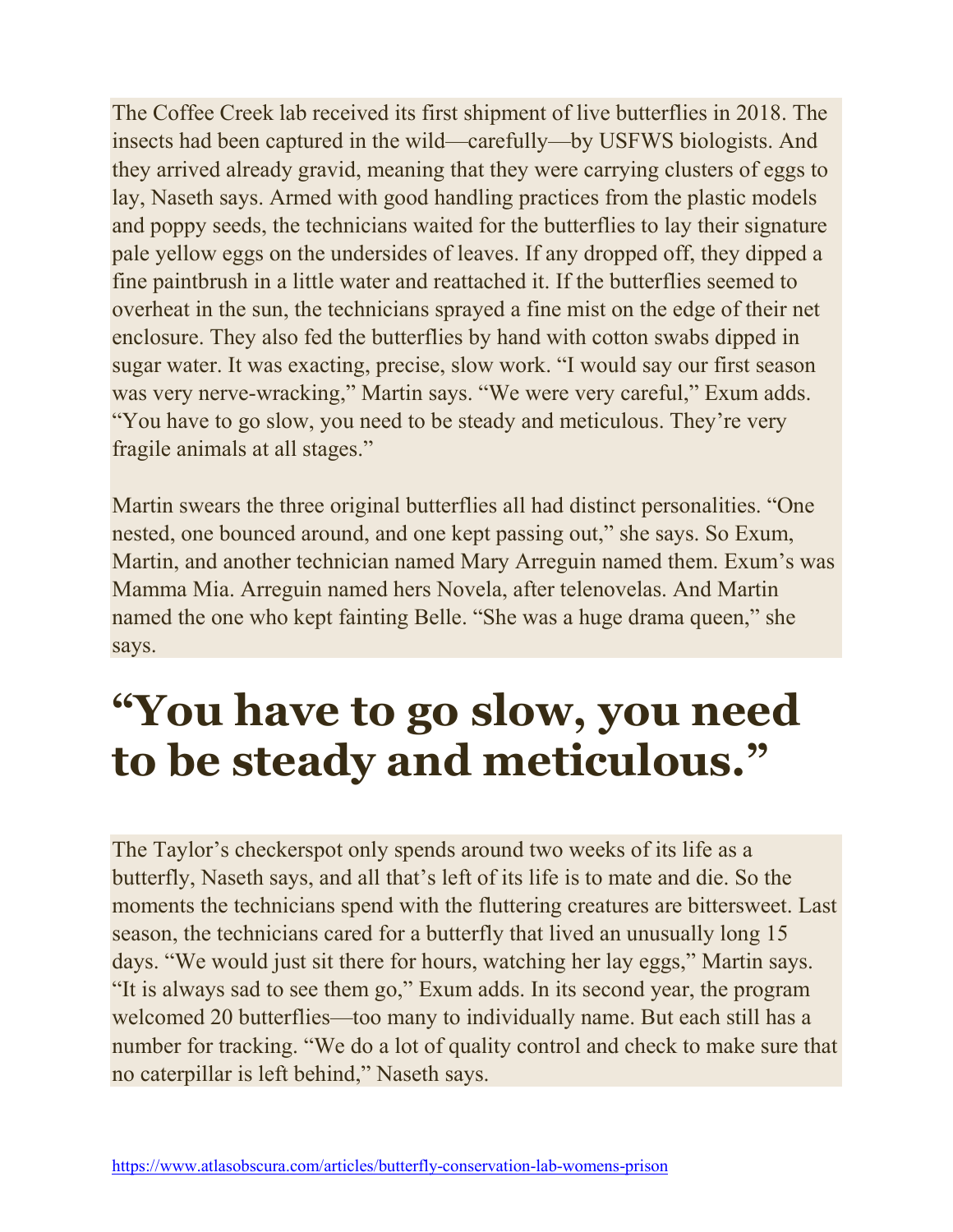The Coffee Creek lab received its first shipment of live butterflies in 2018. The insects had been captured in the wild—carefully—by USFWS biologists. And they arrived already gravid, meaning that they were carrying clusters of eggs to lay, Naseth says. Armed with good handling practices from the plastic models and poppy seeds, the technicians waited for the butterflies to lay their signature pale yellow eggs on the undersides of leaves. If any dropped off, they dipped a fine paintbrush in a little water and reattached it. If the butterflies seemed to overheat in the sun, the technicians sprayed a fine mist on the edge of their net enclosure. They also fed the butterflies by hand with cotton swabs dipped in sugar water. It was exacting, precise, slow work. "I would say our first season was very nerve-wracking," Martin says. "We were very careful," Exum adds. "You have to go slow, you need to be steady and meticulous. They're very fragile animals at all stages."

Martin swears the three original butterflies all had distinct personalities. "One nested, one bounced around, and one kept passing out," she says. So Exum, Martin, and another technician named Mary Arreguin named them. Exum's was Mamma Mia. Arreguin named hers Novela, after telenovelas. And Martin named the one who kept fainting Belle. "She was a huge drama queen," she says.

# "You have to go slow, you need to be steady and meticulous."

The Taylor's checkerspot only spends around two weeks of its life as a butterfly, Naseth says, and all that's left of its life is to mate and die. So the moments the technicians spend with the fluttering creatures are bittersweet. Last season, the technicians cared for a butterfly that lived an unusually long 15 days. "We would just sit there for hours, watching her lay eggs," Martin says. "It is always sad to see them go," Exum adds. In its second year, the program welcomed 20 butterflies—too many to individually name. But each still has a number for tracking. "We do a lot of quality control and check to make sure that no caterpillar is left behind," Naseth says.

https://www.atlasobscura.com/articles/butterfly-conservation-lab-womens-prison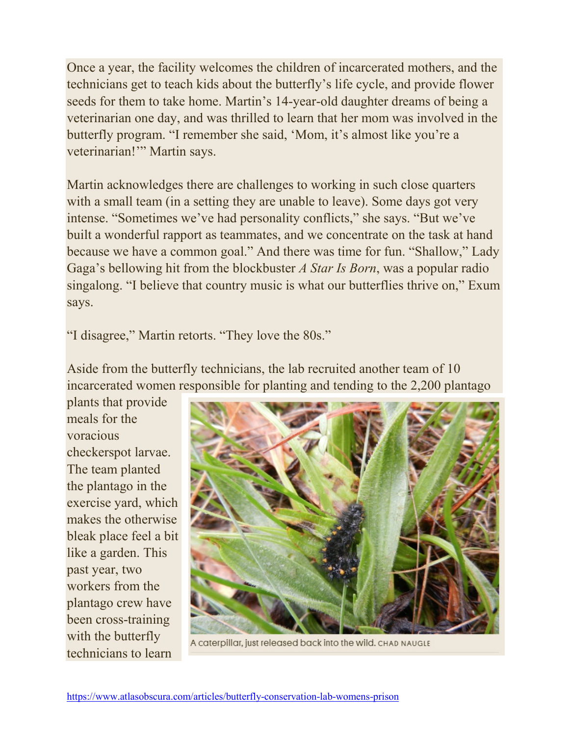Once a year, the facility welcomes the children of incarcerated mothers, and the technicians get to teach kids about the butterfly's life cycle, and provide flower seeds for them to take home. Martin's 14-year-old daughter dreams of being a veterinarian one day, and was thrilled to learn that her mom was involved in the butterfly program. "I remember she said, 'Mom, it's almost like you're a veterinarian!'" Martin says.

Martin acknowledges there are challenges to working in such close quarters with a small team (in a setting they are unable to leave). Some days got very intense. "Sometimes we've had personality conflicts," she says. "But we've built a wonderful rapport as teammates, and we concentrate on the task at hand because we have a common goal." And there was time for fun. "Shallow," Lady Gaga's bellowing hit from the blockbuster *A Star Is Born*, was a popular radio singalong. "I believe that country music is what our butterflies thrive on," Exum says.

"I disagree," Martin retorts. "They love the 80s."

Aside from the butterfly technicians, the lab recruited another team of 10 incarcerated women responsible for planting and tending to the 2,200 plantago plants that provide meals for the voracious checkerspot larvae. The team planted the plantago in the exercise yard, which makes the otherwise bleak place feel a bit like a garden. This past year, two workers from the plantago crew have been cross-training with the butterfly technicians to learn

A caterpillar, just released back into the wild. CHAD NAUGLE

https://www.atlasobscura.com/articles/butterfly-conservation-lab-womens-prison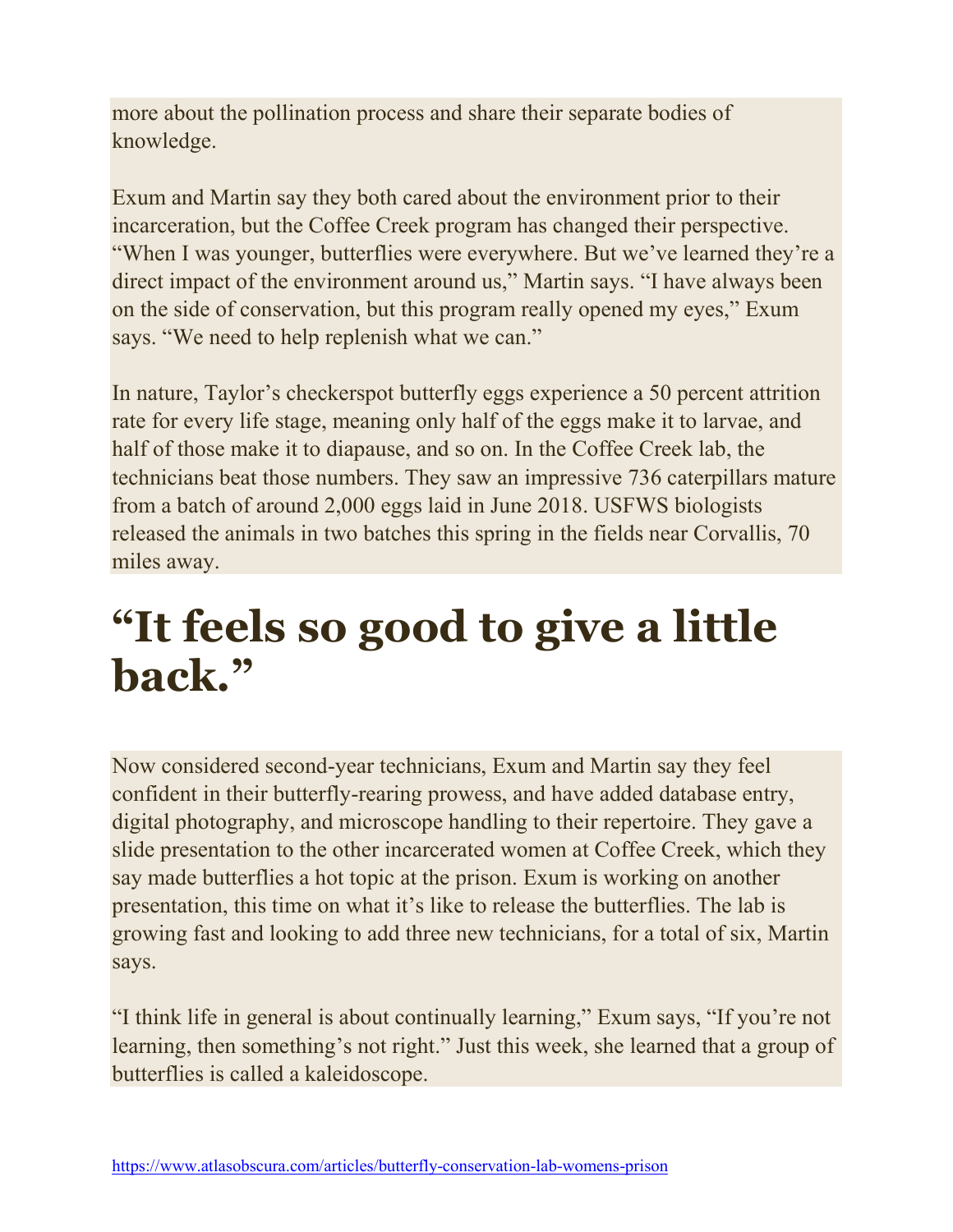more about the pollination process and share their separate bodies of knowledge.

Exum and Martin say they both cared about the environment prior to their incarceration, but the Coffee Creek program has changed their perspective. "When I was younger, butterflies were everywhere. But we've learned they're a direct impact of the environment around us," Martin says. "I have always been on the side of conservation, but this program really opened my eyes," Exum says. "We need to help replenish what we can."

In nature, Taylor's checkerspot butterfly eggs experience a 50 percent attrition rate for every life stage, meaning only half of the eggs make it to larvae, and half of those make it to diapause, and so on. In the Coffee Creek lab, the technicians beat those numbers. They saw an impressive 736 caterpillars mature from a batch of around 2,000 eggs laid in June 2018. USFWS biologists released the animals in two batches this spring in the fields near Corvallis, 70 miles away.

# "It feels so good to give a little back."

Now considered second-year technicians, Exum and Martin say they feel confident in their butterfly-rearing prowess, and have added database entry, digital photography, and microscope handling to their repertoire. They gave a slide presentation to the other incarcerated women at Coffee Creek, which they say made butterflies a hot topic at the prison. Exum is working on another presentation, this time on what it's like to release the butterflies. The lab is growing fast and looking to add three new technicians, for a total of six, Martin says.

"I think life in general is about continually learning," Exum says, "If you're not learning, then something's not right." Just this week, she learned that a group of butterflies is called a kaleidoscope.

https://www.atlasobscura.com/articles/butterfly-conservation-lab-womens-prison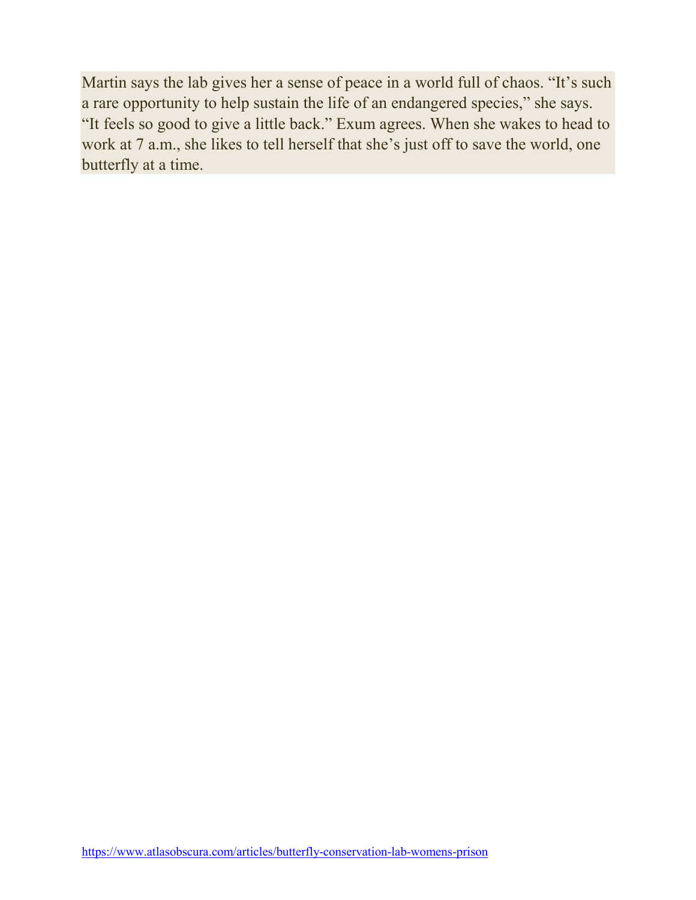Martin says the lab gives her a sense of peace in a world full of chaos. “It’s such a rare opportunity to help sustain the life of an endangered species,” she says. “It feels so good to give a little back.” Exum agrees. When she wakes to head to work at 7 a.m., she likes to tell herself that she’s just off to save the world, one butterfly at a time.

https://www.atlasobscura.com/articles/butterfly-conservation-lab-womens-prison